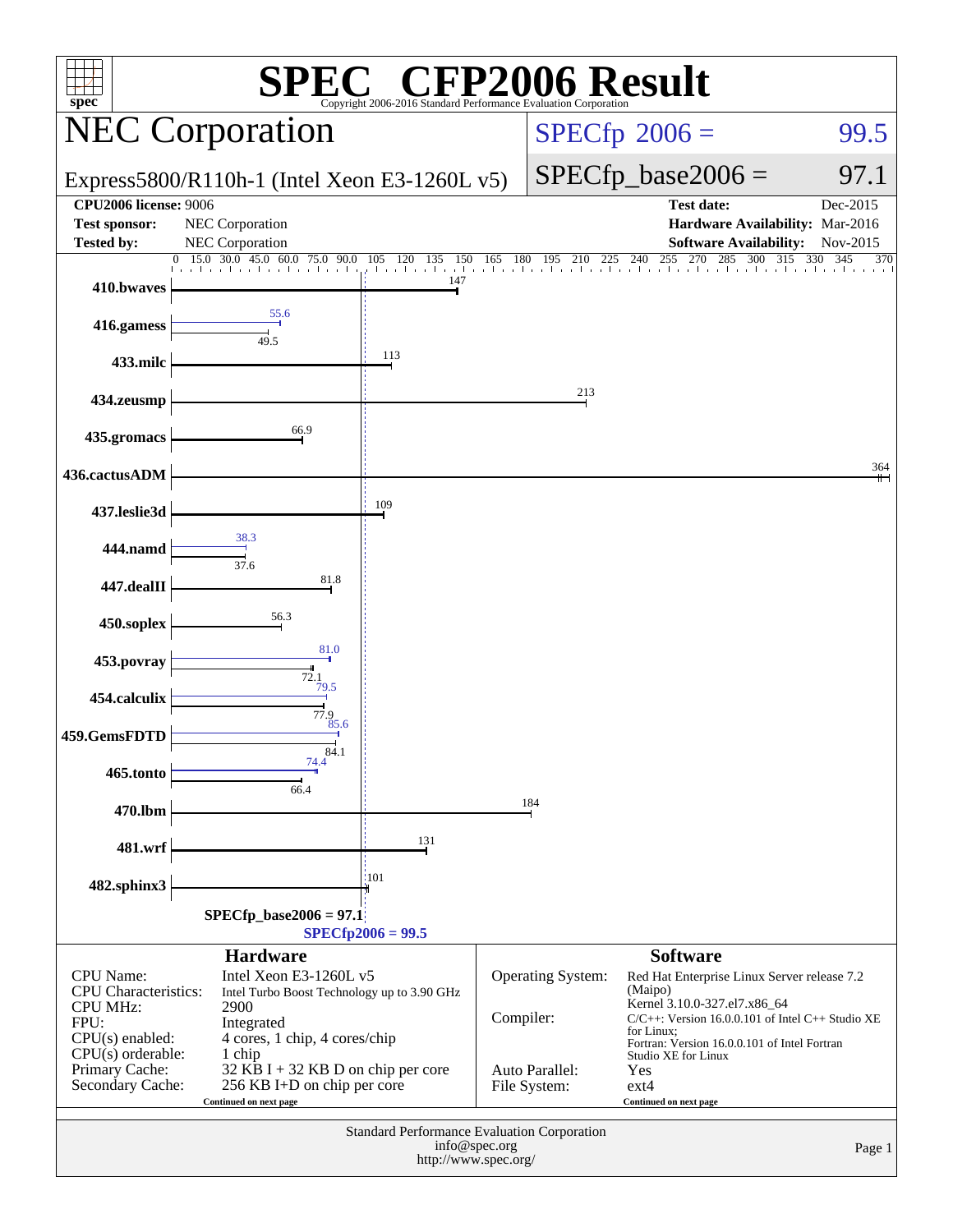# SPEC® CFP2006 Result

Copyright 2006-2016 Standard Performance Evaluation Corporation

## NEC Corporation

Express5800/R110h-1 (Intel Xeon E3-1260L v5)

SPECfp 2006 = 99.5

SPECfp_base2006 = 97.1

| | | | |
|---|---|---|---|
| **CPU2006 license:** 9006 | | **Test date:** | Dec-2015 |
| **Test sponsor:** | NEC Corporation | **Hardware Availability:** | Mar-2016 |
| **Tested by:** | NEC Corporation | **Software Availability:** | Nov-2015 |

| Benchmark | Peak | Base |
|---|---|---|
| 410.bwaves | | 147 |
| 416.gamess | 55.6 | 49.5 |
| 433.milc | | 113 |
| 434.zeusmp | | 213 |
| 435.gromacs | | 66.9 |
| 436.cactusADM | | 364 |
| 437.leslie3d | | 109 |
| 444.namd | 38.3 | 37.6 |
| 447.dealII | | 81.8 |
| 450.soplex | | 56.3 |
| 453.povray | 81.0 | 72.1 |
| 454.calculix | 79.5 | 77.9 |
| 459.GemsFDTD | 85.6 | 84.1 |
| 465.tonto | 74.4 | 66.4 |
| 470.lbm | | 184 |
| 481.wrf | | 131 |
| 482.sphinx3 | | 101 |

SPECfp_base2006 = 97.1

SPECfp2006 = 99.5

### Hardware

| | |
|---|---|
| CPU Name: | Intel Xeon E3-1260L v5 |
| CPU Characteristics: | Intel Turbo Boost Technology up to 3.90 GHz |
| CPU MHz: | 2900 |
| FPU: | Integrated |
| CPU(s) enabled: | 4 cores, 1 chip, 4 cores/chip |
| CPU(s) orderable: | 1 chip |
| Primary Cache: | 32 KB I + 32 KB D on chip per core |
| Secondary Cache: | 256 KB I+D on chip per core |

Continued on next page

### Software

| | |
|---|---|
| Operating System: | Red Hat Enterprise Linux Server release 7.2 (Maipo) Kernel 3.10.0-327.el7.x86_64 |
| Compiler: | C/C++: Version 16.0.0.101 of Intel C++ Studio XE for Linux; Fortran: Version 16.0.0.101 of Intel Fortran Studio XE for Linux |
| Auto Parallel: | Yes |
| File System: | ext4 |

Continued on next page

Standard Performance Evaluation Corporation
info@spec.org
http://www.spec.org/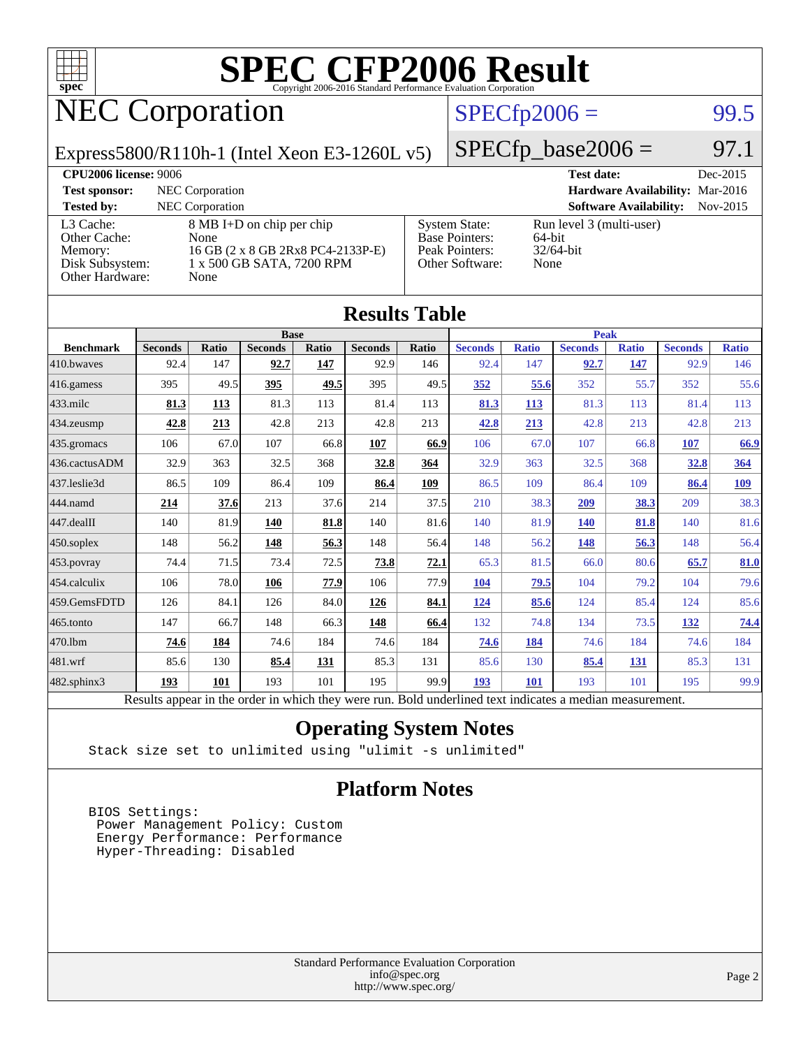# SPEC CFP2006 Result

Copyright 2006-2016 Standard Performance Evaluation Corporation

## NEC Corporation

Express5800/R110h-1 (Intel Xeon E3-1260L v5)

SPECfp2006 = 99.5

SPECfp_base2006 = 97.1

| | | | |
|---|---|---|---|
| **CPU2006 license:** 9006 | | **Test date:** | Dec-2015 |
| **Test sponsor:** | NEC Corporation | **Hardware Availability:** | Mar-2016 |
| **Tested by:** | NEC Corporation | **Software Availability:** | Nov-2015 |

| | | | |
|---|---|---|---|
| L3 Cache: | 8 MB I+D on chip per chip | System State: | Run level 3 (multi-user) |
| Other Cache: | None | Base Pointers: | 64-bit |
| Memory: | 16 GB (2 x 8 GB 2Rx8 PC4-2133P-E) | Peak Pointers: | 32/64-bit |
| Disk Subsystem: | 1 x 500 GB SATA, 7200 RPM | Other Software: | None |
| Other Hardware: | None | | |

## Results Table

| | Base | | | | | | Peak | | | | | |
|---|---|---|---|---|---|---|---|---|---|---|---|---|
| **Benchmark** | **Seconds** | **Ratio** | **Seconds** | **Ratio** | **Seconds** | **Ratio** | **Seconds** | **Ratio** | **Seconds** | **Ratio** | **Seconds** | **Ratio** |
| 410.bwaves | 92.4 | 147 | **92.7** | **147** | 92.9 | 146 | 92.4 | 147 | **92.7** | **147** | 92.9 | 146 |
| 416.gamess | 395 | 49.5 | **395** | **49.5** | 395 | 49.5 | **352** | **55.6** | 352 | 55.7 | 352 | 55.6 |
| 433.milc | **81.3** | **113** | 81.3 | 113 | 81.4 | 113 | **81.3** | **113** | 81.3 | 113 | 81.4 | 113 |
| 434.zeusmp | **42.8** | **213** | 42.8 | 213 | 42.8 | 213 | **42.8** | **213** | 42.8 | 213 | 42.8 | 213 |
| 435.gromacs | 106 | 67.0 | 107 | 66.8 | **107** | **66.9** | 106 | 67.0 | 107 | 66.8 | **107** | **66.9** |
| 436.cactusADM | 32.9 | 363 | 32.5 | 368 | **32.8** | **364** | 32.9 | 363 | 32.5 | 368 | **32.8** | **364** |
| 437.leslie3d | 86.5 | 109 | 86.4 | 109 | **86.4** | **109** | 86.5 | 109 | 86.4 | 109 | **86.4** | **109** |
| 444.namd | **214** | **37.6** | 213 | 37.6 | 214 | 37.5 | 210 | 38.3 | **209** | **38.3** | 209 | 38.3 |
| 447.dealII | 140 | 81.9 | **140** | **81.8** | 140 | 81.6 | 140 | 81.9 | **140** | **81.8** | 140 | 81.6 |
| 450.soplex | 148 | 56.2 | **148** | **56.3** | 148 | 56.4 | 148 | 56.2 | **148** | **56.3** | 148 | 56.4 |
| 453.povray | 74.4 | 71.5 | 73.4 | 72.5 | **73.8** | **72.1** | 65.3 | 81.5 | 66.0 | 80.6 | **65.7** | **81.0** |
| 454.calculix | 106 | 78.0 | **106** | **77.9** | 106 | 77.9 | **104** | **79.5** | 104 | 79.2 | 104 | 79.6 |
| 459.GemsFDTD | 126 | 84.1 | 126 | 84.0 | **126** | **84.1** | **124** | **85.6** | 124 | 85.4 | 124 | 85.6 |
| 465.tonto | 147 | 66.7 | 148 | 66.3 | **148** | **66.4** | 132 | 74.8 | 134 | 73.5 | **132** | **74.4** |
| 470.lbm | **74.6** | **184** | 74.6 | 184 | 74.6 | 184 | **74.6** | **184** | 74.6 | 184 | 74.6 | 184 |
| 481.wrf | 85.6 | 130 | **85.4** | **131** | 85.3 | 131 | 85.6 | 130 | **85.4** | **131** | 85.3 | 131 |
| 482.sphinx3 | **193** | **101** | 193 | 101 | 195 | 99.9 | **193** | **101** | 193 | 101 | 195 | 99.9 |

Results appear in the order in which they were run. Bold underlined text indicates a median measurement.

## Operating System Notes

```
Stack size set to unlimited using "ulimit -s unlimited"
```

## Platform Notes

```
BIOS Settings:
 Power Management Policy: Custom
 Energy Performance: Performance
 Hyper-Threading: Disabled
```

Standard Performance Evaluation Corporation
info@spec.org
http://www.spec.org/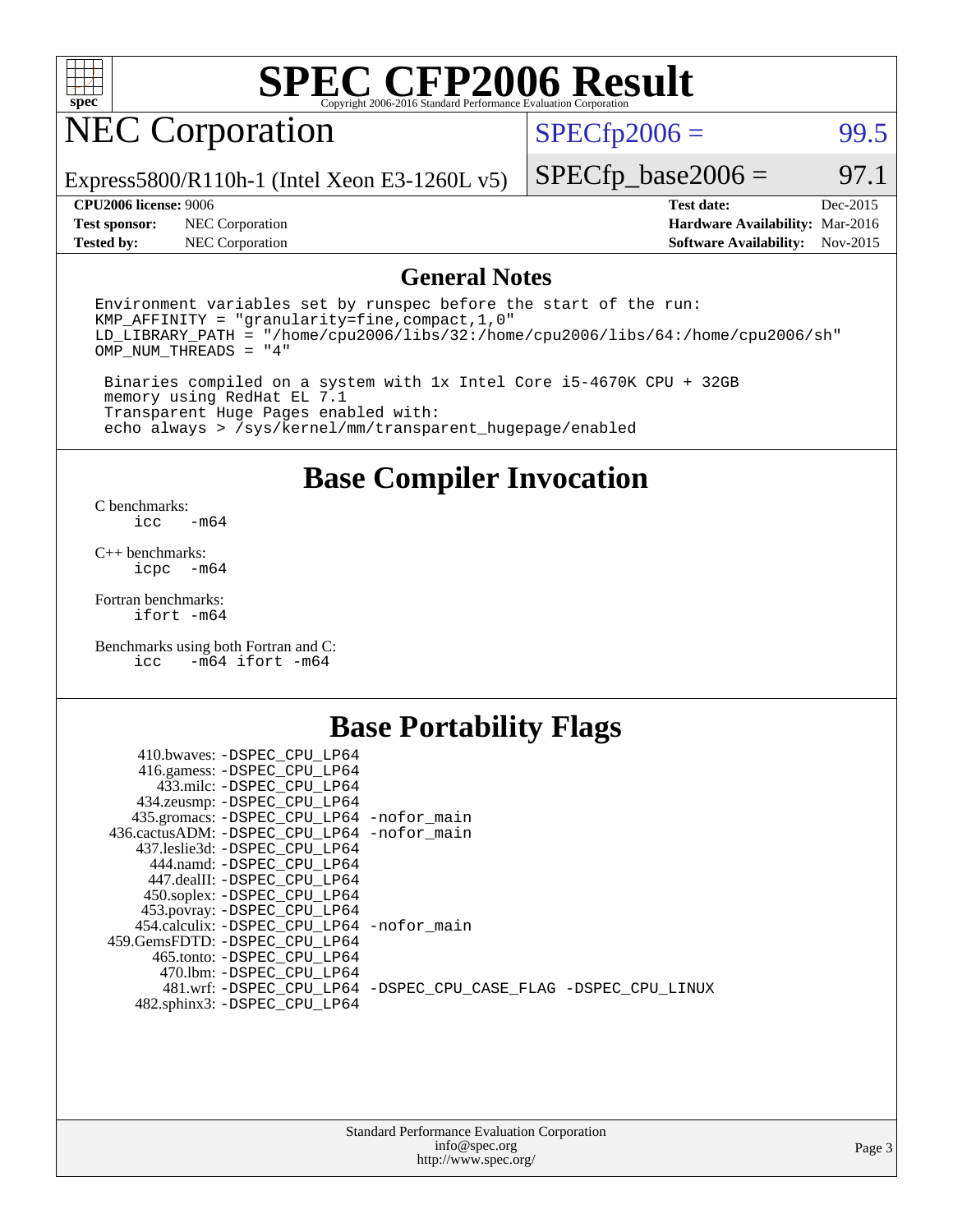# SPEC CFP2006 Result

Copyright 2006-2016 Standard Performance Evaluation Corporation

## NEC Corporation

Express5800/R110h-1 (Intel Xeon E3-1260L v5)

SPECfp2006 = 99.5

SPECfp_base2006 = 97.1

| | | | |
|---|---|---|---|
| **CPU2006 license:** | 9006 | **Test date:** | Dec-2015 |
| **Test sponsor:** | NEC Corporation | **Hardware Availability:** | Mar-2016 |
| **Tested by:** | NEC Corporation | **Software Availability:** | Nov-2015 |

## General Notes

```
Environment variables set by runspec before the start of the run:
KMP_AFFINITY = "granularity=fine,compact,1,0"
LD_LIBRARY_PATH = "/home/cpu2006/libs/32:/home/cpu2006/libs/64:/home/cpu2006/sh"
OMP_NUM_THREADS = "4"

 Binaries compiled on a system with 1x Intel Core i5-4670K CPU + 32GB
 memory using RedHat EL 7.1
 Transparent Huge Pages enabled with:
 echo always > /sys/kernel/mm/transparent_hugepage/enabled
```

## Base Compiler Invocation

C benchmarks:
```
icc   -m64
```

C++ benchmarks:
```
icpc  -m64
```

Fortran benchmarks:
```
ifort -m64
```

Benchmarks using both Fortran and C:
```
icc   -m64 ifort -m64
```

## Base Portability Flags

```
    410.bwaves: -DSPEC_CPU_LP64
    416.gamess: -DSPEC_CPU_LP64
      433.milc: -DSPEC_CPU_LP64
    434.zeusmp: -DSPEC_CPU_LP64
   435.gromacs: -DSPEC_CPU_LP64 -nofor_main
  436.cactusADM: -DSPEC_CPU_LP64 -nofor_main
   437.leslie3d: -DSPEC_CPU_LP64
     444.namd: -DSPEC_CPU_LP64
    447.dealII: -DSPEC_CPU_LP64
    450.soplex: -DSPEC_CPU_LP64
    453.povray: -DSPEC_CPU_LP64
   454.calculix: -DSPEC_CPU_LP64 -nofor_main
  459.GemsFDTD: -DSPEC_CPU_LP64
     465.tonto: -DSPEC_CPU_LP64
       470.lbm: -DSPEC_CPU_LP64
       481.wrf: -DSPEC_CPU_LP64 -DSPEC_CPU_CASE_FLAG -DSPEC_CPU_LINUX
    482.sphinx3: -DSPEC_CPU_LP64
```

Standard Performance Evaluation Corporation
info@spec.org
http://www.spec.org/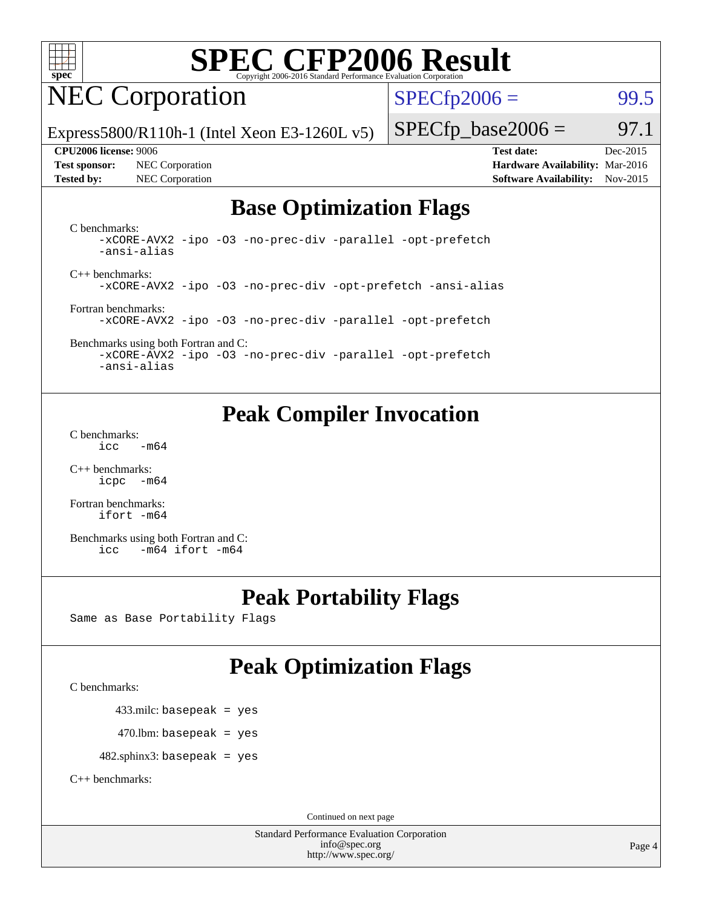# SPEC CFP2006 Result

Copyright 2006-2016 Standard Performance Evaluation Corporation

## NEC Corporation

Express5800/R110h-1 (Intel Xeon E3-1260L v5)

SPECfp2006 = 99.5

SPECfp_base2006 = 97.1

**CPU2006 license:** 9006
**Test sponsor:** NEC Corporation
**Tested by:** NEC Corporation

**Test date:** Dec-2015
**Hardware Availability:** Mar-2016
**Software Availability:** Nov-2015

## Base Optimization Flags

C benchmarks:
```
-xCORE-AVX2 -ipo -O3 -no-prec-div -parallel -opt-prefetch
-ansi-alias
```

C++ benchmarks:
```
-xCORE-AVX2 -ipo -O3 -no-prec-div -opt-prefetch -ansi-alias
```

Fortran benchmarks:
```
-xCORE-AVX2 -ipo -O3 -no-prec-div -parallel -opt-prefetch
```

Benchmarks using both Fortran and C:
```
-xCORE-AVX2 -ipo -O3 -no-prec-div -parallel -opt-prefetch
-ansi-alias
```

## Peak Compiler Invocation

C benchmarks:
```
icc   -m64
```

C++ benchmarks:
```
icpc  -m64
```

Fortran benchmarks:
```
ifort -m64
```

Benchmarks using both Fortran and C:
```
icc   -m64 ifort -m64
```

## Peak Portability Flags

Same as Base Portability Flags

## Peak Optimization Flags

C benchmarks:

433.milc: basepeak = yes

470.lbm: basepeak = yes

482.sphinx3: basepeak = yes

C++ benchmarks:

Continued on next page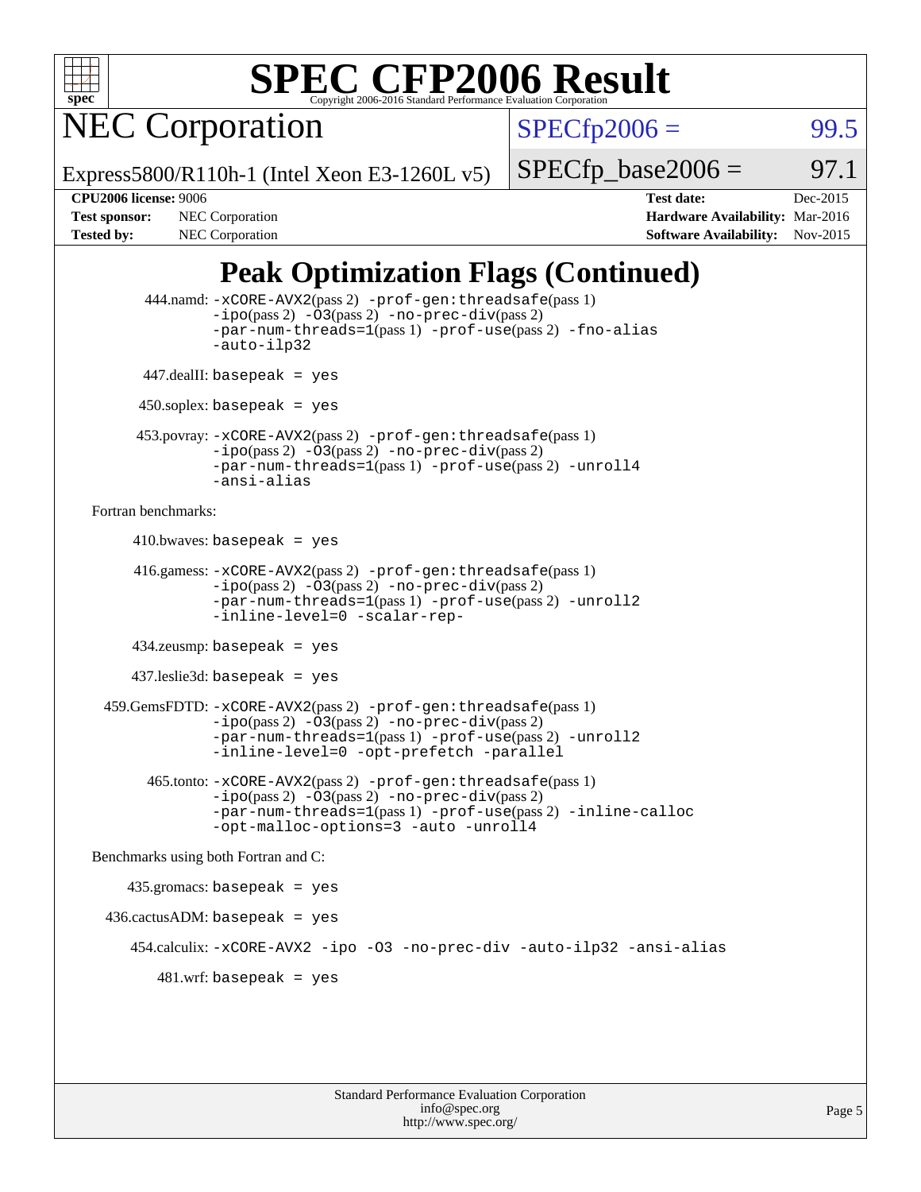# Peak Optimization Flags (Continued)

444.namd: -xCORE-AVX2(pass 2) -prof-gen:threadsafe(pass 1) -ipo(pass 2) -O3(pass 2) -no-prec-div(pass 2) -par-num-threads=1(pass 1) -prof-use(pass 2) -fno-alias -auto-ilp32

447.dealII: basepeak = yes

450.soplex: basepeak = yes

453.povray: -xCORE-AVX2(pass 2) -prof-gen:threadsafe(pass 1) -ipo(pass 2) -O3(pass 2) -no-prec-div(pass 2) -par-num-threads=1(pass 1) -prof-use(pass 2) -unroll4 -ansi-alias

Fortran benchmarks:

410.bwaves: basepeak = yes

416.gamess: -xCORE-AVX2(pass 2) -prof-gen:threadsafe(pass 1) -ipo(pass 2) -O3(pass 2) -no-prec-div(pass 2) -par-num-threads=1(pass 1) -prof-use(pass 2) -unroll2 -inline-level=0 -scalar-rep-

434.zeusmp: basepeak = yes

437.leslie3d: basepeak = yes

459.GemsFDTD: -xCORE-AVX2(pass 2) -prof-gen:threadsafe(pass 1) -ipo(pass 2) -O3(pass 2) -no-prec-div(pass 2) -par-num-threads=1(pass 1) -prof-use(pass 2) -unroll2 -inline-level=0 -opt-prefetch -parallel

465.tonto: -xCORE-AVX2(pass 2) -prof-gen:threadsafe(pass 1) -ipo(pass 2) -O3(pass 2) -no-prec-div(pass 2) -par-num-threads=1(pass 1) -prof-use(pass 2) -inline-calloc -opt-malloc-options=3 -auto -unroll4

Benchmarks using both Fortran and C:

435.gromacs: basepeak = yes

436.cactusADM: basepeak = yes

454.calculix: -xCORE-AVX2 -ipo -O3 -no-prec-div -auto-ilp32 -ansi-alias

481.wrf: basepeak = yes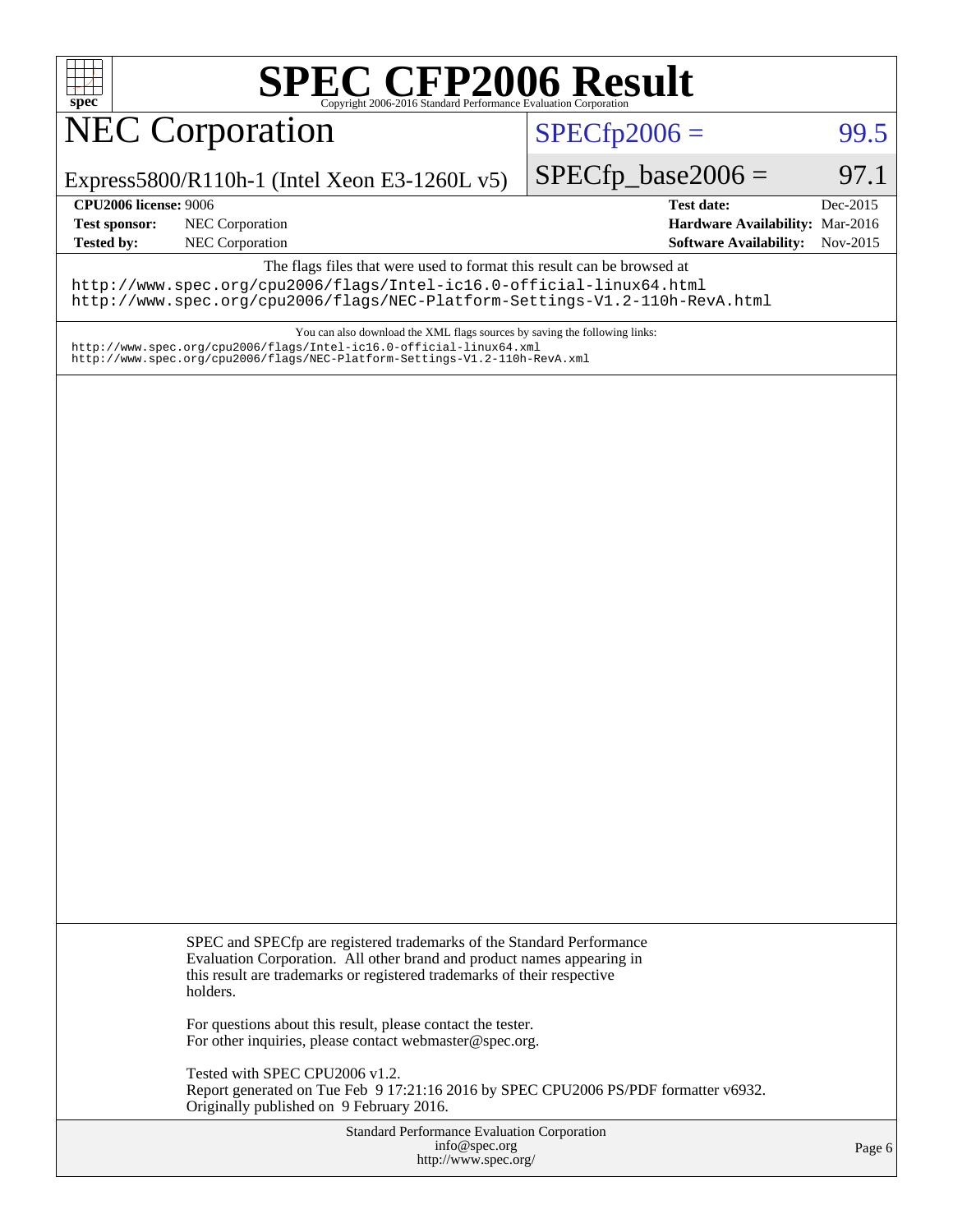# SPEC CFP2006 Result

Copyright 2006-2016 Standard Performance Evaluation Corporation

## NEC Corporation

Express5800/R110h-1 (Intel Xeon E3-1260L v5)

SPECfp2006 = 99.5

SPECfp_base2006 = 97.1

| | | | |
|---|---|---|---|
| **CPU2006 license:** 9006 | | **Test date:** | Dec-2015 |
| **Test sponsor:** | NEC Corporation | **Hardware Availability:** | Mar-2016 |
| **Tested by:** | NEC Corporation | **Software Availability:** | Nov-2015 |

The flags files that were used to format this result can be browsed at

http://www.spec.org/cpu2006/flags/Intel-ic16.0-official-linux64.html
http://www.spec.org/cpu2006/flags/NEC-Platform-Settings-V1.2-110h-RevA.html

You can also download the XML flags sources by saving the following links:

http://www.spec.org/cpu2006/flags/Intel-ic16.0-official-linux64.xml
http://www.spec.org/cpu2006/flags/NEC-Platform-Settings-V1.2-110h-RevA.xml

SPEC and SPECfp are registered trademarks of the Standard Performance Evaluation Corporation. All other brand and product names appearing in this result are trademarks or registered trademarks of their respective holders.

For questions about this result, please contact the tester.
For other inquiries, please contact webmaster@spec.org.

Tested with SPEC CPU2006 v1.2.
Report generated on Tue Feb 9 17:21:16 2016 by SPEC CPU2006 PS/PDF formatter v6932.
Originally published on 9 February 2016.

Standard Performance Evaluation Corporation
info@spec.org
http://www.spec.org/